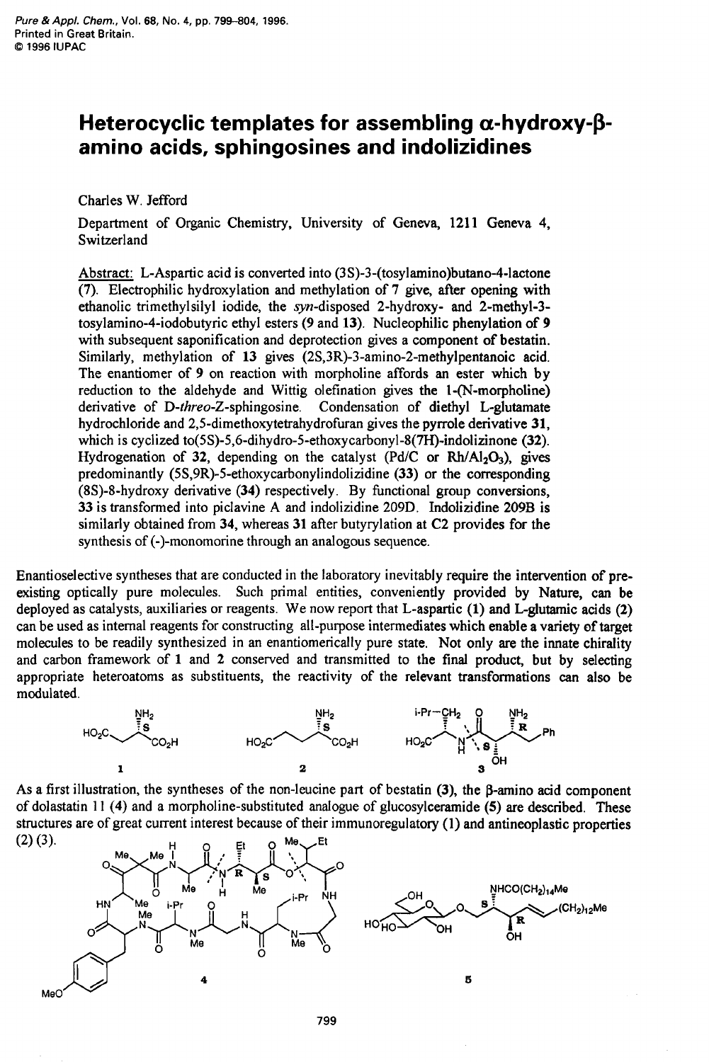# Heterocyclic templates for assembling α-hydroxy-β-amino acids, sphingosines and indolizidines

Charles W. Jefford

Department of Organic Chemistry, University of Geneva, 1211 Geneva 4, Switzerland

Abstract: L-Aspartic acid is converted into (3S)-3-(tosylamino)butano-4-lactone (7). Electrophilic hydroxylation and methylation of 7 give, after opening with ethanolic trimethylsilyl iodide, the *syn*-disposed 2-hydroxy- and 2-methyl-3-tosylamino-4-iodobutyric ethyl esters (9 and 13). Nucleophilic phenylation of 9 with subsequent saponification and deprotection gives a component of bestatin. Similarly, methylation of 13 gives (2S,3R)-3-amino-2-methylpentanoic acid. The enantiomer of 9 on reaction with morpholine affords an ester which by reduction to the aldehyde and Wittig olefination gives the 1-(N-morpholine) derivative of D-*threo*-Z-sphingosine. Condensation of diethyl L-glutamate hydrochloride and 2,5-dimethoxytetrahydrofuran gives the pyrrole derivative 31, which is cyclized to(5S)-5,6-dihydro-5-ethoxycarbonyl-8(7H)-indolizinone (32). Hydrogenation of 32, depending on the catalyst (Pd/C or $Rh/Al_2O_3$), gives predominantly (5S,9R)-5-ethoxycarbonylindolizidine (33) or the corresponding (8S)-8-hydroxy derivative (34) respectively. By functional group conversions, 33 is transformed into piclavine A and indolizidine 209D. Indolizidine 209B is similarly obtained from 34, whereas 31 after butyrylation at C2 provides for the synthesis of (-)-monomorine through an analogous sequence.

Enantioselective syntheses that are conducted in the laboratory inevitably require the intervention of pre-existing optically pure molecules. Such primal entities, conveniently provided by Nature, can be deployed as catalysts, auxiliaries or reagents. We now report that L-aspartic (1) and L-glutamic acids (2) can be used as internal reagents for constructing all-purpose intermediates which enable a variety of target molecules to be readily synthesized in an enantiomerically pure state. Not only are the innate chirality and carbon framework of 1 and 2 conserved and transmitted to the final product, but by selecting appropriate heteroatoms as substituents, the reactivity of the relevant transformations can also be modulated.

As a first illustration, the syntheses of the non-leucine part of bestatin (3), the β-amino acid component of dolastatin 11 (4) and a morpholine-substituted analogue of glucosylceramide (5) are described. These structures are of great current interest because of their immunoregulatory (1) and antineoplastic properties (2) (3).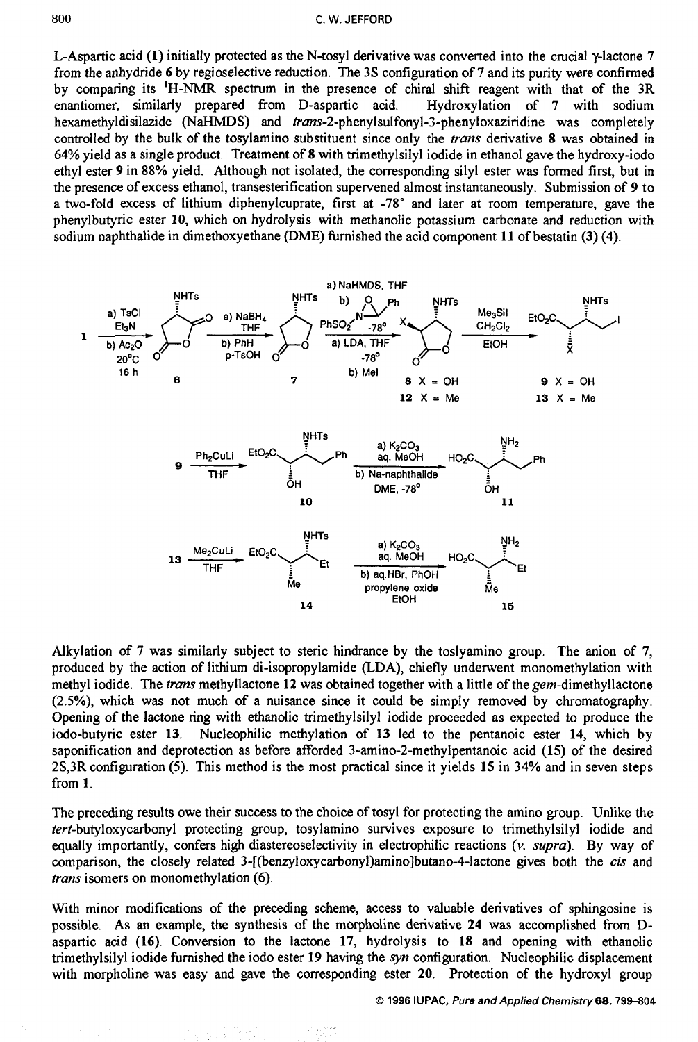L-Aspartic acid (1) initially protected as the N-tosyl derivative was converted into the crucial γ-lactone 7 from the anhydride 6 by regioselective reduction. The 3S configuration of 7 and its purity were confirmed by comparing its $^1H$-NMR spectrum in the presence of chiral shift reagent with that of the 3R enantiomer, similarly prepared from D-aspartic acid. Hydroxylation of 7 with sodium hexamethyldisilazide (NaHMDS) and *trans*-2-phenylsulfonyl-3-phenyloxaziridine was completely controlled by the bulk of the tosylamino substituent since only the *trans* derivative 8 was obtained in 64% yield as a single product. Treatment of 8 with trimethylsilyl iodide in ethanol gave the hydroxy-iodo ethyl ester 9 in 88% yield. Although not isolated, the corresponding silyl ester was formed first, but in the presence of excess ethanol, transesterification supervened almost instantaneously. Submission of 9 to a two-fold excess of lithium diphenylcuprate, first at -78° and later at room temperature, gave the phenylbutyric ester 10, which on hydrolysis with methanolic potassium carbonate and reduction with sodium naphthalide in dimethoxyethane (DME) furnished the acid component 11 of bestatin (3) (4).

Alkylation of 7 was similarly subject to steric hindrance by the toslyamino group. The anion of 7, produced by the action of lithium di-isopropylamide (LDA), chiefly underwent monomethylation with methyl iodide. The *trans* methyllactone 12 was obtained together with a little of the *gem*-dimethyllactone (2.5%), which was not much of a nuisance since it could be simply removed by chromatography. Opening of the lactone ring with ethanolic trimethylsilyl iodide proceeded as expected to produce the iodo-butyric ester 13. Nucleophilic methylation of 13 led to the pentanoic ester 14, which by saponification and deprotection as before afforded 3-amino-2-methylpentanoic acid (15) of the desired 2S,3R configuration (5). This method is the most practical since it yields 15 in 34% and in seven steps from 1.

The preceding results owe their success to the choice of tosyl for protecting the amino group. Unlike the *tert*-butyloxycarbonyl protecting group, tosylamino survives exposure to trimethylsilyl iodide and equally importantly, confers high diastereoselectivity in electrophilic reactions (*v. supra*). By way of comparison, the closely related 3-[(benzyloxycarbonyl)amino]butano-4-lactone gives both the *cis* and *trans* isomers on monomethylation (6).

With minor modifications of the preceding scheme, access to valuable derivatives of sphingosine is possible. As an example, the synthesis of the morpholine derivative 24 was accomplished from D-aspartic acid (16). Conversion to the lactone 17, hydrolysis to 18 and opening with ethanolic trimethylsilyl iodide furnished the iodo ester 19 having the *syn* configuration. Nucleophilic displacement with morpholine was easy and gave the corresponding ester 20. Protection of the hydroxyl group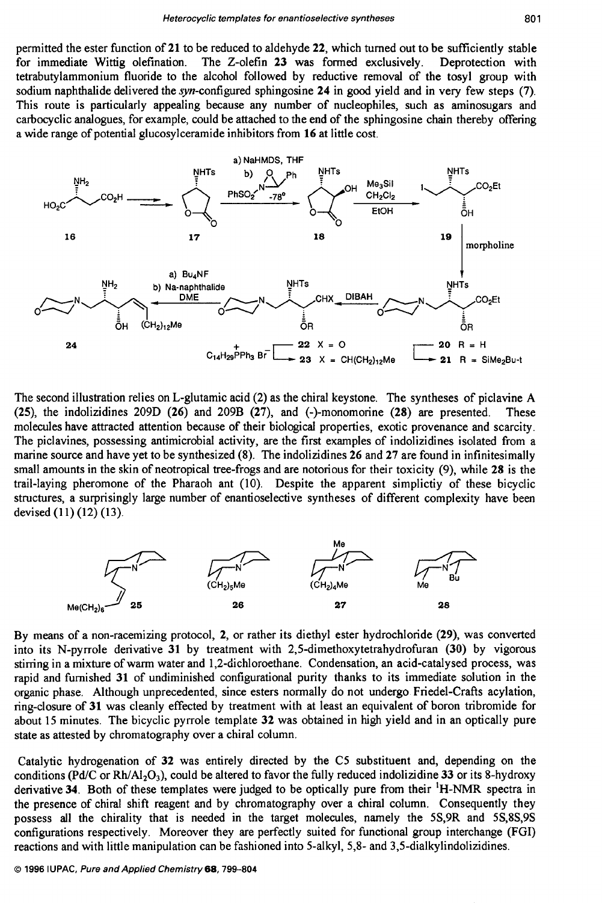permitted the ester function of **21** to be reduced to aldehyde **22**, which turned out to be sufficiently stable for immediate Wittig olefination. The Z-olefin **23** was formed exclusively. Deprotection with tetrabutylammonium fluoride to the alcohol followed by reductive removal of the tosyl group with sodium naphthalide delivered the *syn*-configured sphingosine **24** in good yield and in very few steps (7). This route is particularly appealing because any number of nucleophiles, such as aminosugars and carbocyclic analogues, for example, could be attached to the end of the sphingosine chain thereby offering a wide range of potential glucosylceramide inhibitors from **16** at little cost.

The second illustration relies on L-glutamic acid (**2**) as the chiral keystone. The syntheses of piclavine A (**25**), the indolizidines 209D (**26**) and 209B (**27**), and (-)-monomorine (**28**) are presented. These molecules have attracted attention because of their biological properties, exotic provenance and scarcity. The piclavines, possessing antimicrobial activity, are the first examples of indolizidines isolated from a marine source and have yet to be synthesized (8). The indolizidines **26** and **27** are found in infinitesimally small amounts in the skin of neotropical tree-frogs and are notorious for their toxicity (9), while **28** is the trail-laying pheromone of the Pharaoh ant (10). Despite the apparent simplictiy of these bicyclic structures, a surprisingly large number of enantioselective syntheses of different complexity have been devised (11) (12) (13).

By means of a non-racemizing protocol, **2**, or rather its diethyl ester hydrochloride (**29**), was converted into its N-pyrrole derivative **31** by treatment with 2,5-dimethoxytetrahydrofuran (**30**) by vigorous stirring in a mixture of warm water and 1,2-dichloroethane. Condensation, an acid-catalysed process, was rapid and furnished **31** of undiminished configurational purity thanks to its immediate solution in the organic phase. Although unprecedented, since esters normally do not undergo Friedel-Crafts acylation, ring-closure of **31** was cleanly effected by treatment with at least an equivalent of boron tribromide for about 15 minutes. The bicyclic pyrrole template **32** was obtained in high yield and in an optically pure state as attested by chromatography over a chiral column.

Catalytic hydrogenation of **32** was entirely directed by the C5 substituent and, depending on the conditions (Pd/C or $Rh/Al_2O_3$), could be altered to favor the fully reduced indolizidine **33** or its 8-hydroxy derivative **34**. Both of these templates were judged to be optically pure from their $^1$H-NMR spectra in the presence of chiral shift reagent and by chromatography over a chiral column. Consequently they possess all the chirality that is needed in the target molecules, namely the 5S,9R and 5S,8S,9S configurations respectively. Moreover they are perfectly suited for functional group interchange (FGI) reactions and with little manipulation can be fashioned into 5-alkyl, 5,8- and 3,5-dialkylindolizidines.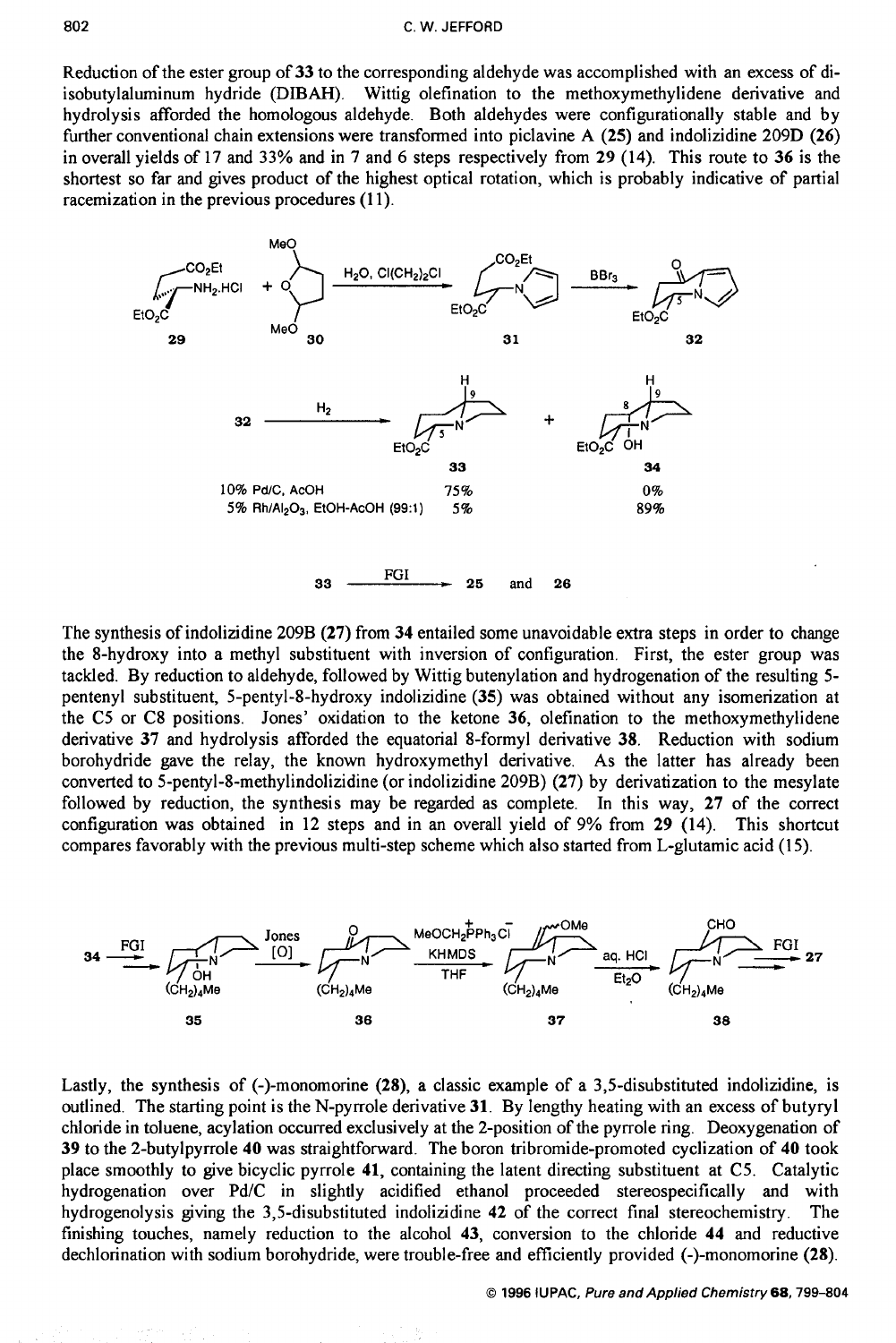Reduction of the ester group of **33** to the corresponding aldehyde was accomplished with an excess of di-isobutylaluminum hydride (DIBAH). Wittig olefination to the methoxymethylidene derivative and hydrolysis afforded the homologous aldehyde. Both aldehydes were configurationally stable and by further conventional chain extensions were transformed into piclavine A (**25**) and indolizidine 209D (**26**) in overall yields of 17 and 33% and in 7 and 6 steps respectively from **29** (14). This route to **36** is the shortest so far and gives product of the highest optical rotation, which is probably indicative of partial racemization in the previous procedures (11).

| | **33** | **34** |
|---|---|---|
| 10% Pd/C, AcOH | 75% | 0% |
| 5% $Rh/Al_2O_3$, EtOH-AcOH (99:1) | 5% | 89% |

**33** $\xrightarrow{\text{FGI}}$ **25** and **26**

The synthesis of indolizidine 209B (**27**) from **34** entailed some unavoidable extra steps in order to change the 8-hydroxy into a methyl substituent with inversion of configuration. First, the ester group was tackled. By reduction to aldehyde, followed by Wittig butenylation and hydrogenation of the resulting 5-pentenyl substituent, 5-pentyl-8-hydroxy indolizidine (**35**) was obtained without any isomerization at the C5 or C8 positions. Jones' oxidation to the ketone **36**, olefination to the methoxymethylidene derivative **37** and hydrolysis afforded the equatorial 8-formyl derivative **38**. Reduction with sodium borohydride gave the relay, the known hydroxymethyl derivative. As the latter has already been converted to 5-pentyl-8-methylindolizidine (or indolizidine 209B) (**27**) by derivatization to the mesylate followed by reduction, the synthesis may be regarded as complete. In this way, **27** of the correct configuration was obtained in 12 steps and in an overall yield of 9% from **29** (14). This shortcut compares favorably with the previous multi-step scheme which also started from L-glutamic acid (15).

Lastly, the synthesis of (-)-monomorine (**28**), a classic example of a 3,5-disubstituted indolizidine, is outlined. The starting point is the N-pyrrole derivative **31**. By lengthy heating with an excess of butyryl chloride in toluene, acylation occurred exclusively at the 2-position of the pyrrole ring. Deoxygenation of **39** to the 2-butylpyrrole **40** was straightforward. The boron tribromide-promoted cyclization of **40** took place smoothly to give bicyclic pyrrole **41**, containing the latent directing substituent at C5. Catalytic hydrogenation over Pd/C in slightly acidified ethanol proceeded stereospecifically and with hydrogenolysis giving the 3,5-disubstituted indolizidine **42** of the correct final stereochemistry. The finishing touches, namely reduction to the alcohol **43**, conversion to the chloride **44** and reductive dechlorination with sodium borohydride, were trouble-free and efficiently provided (-)-monomorine (**28**).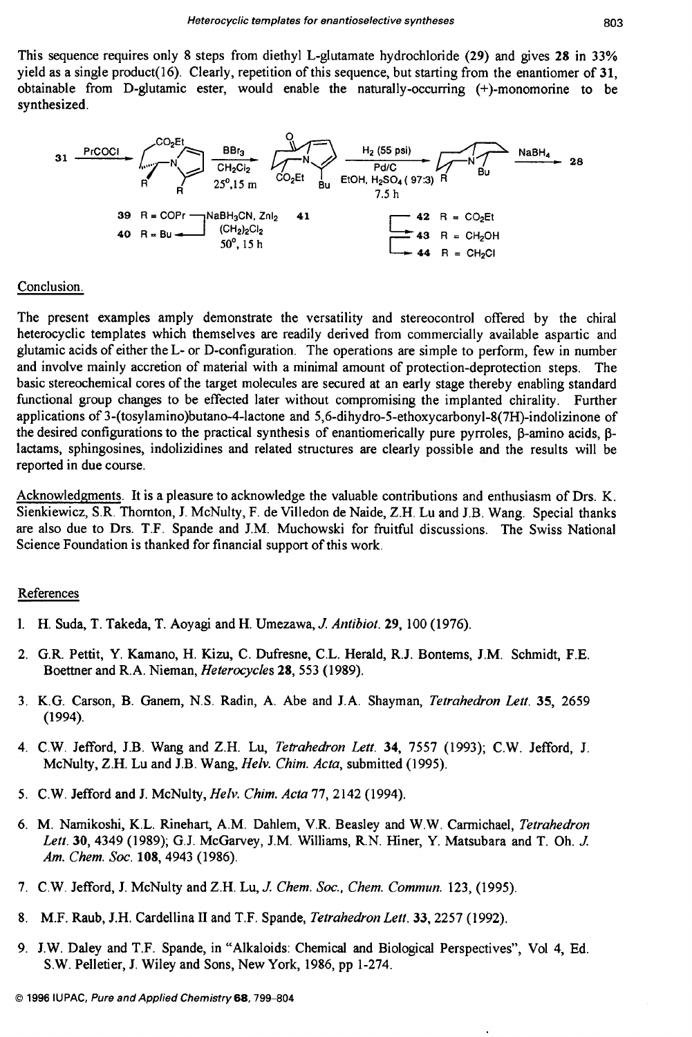This sequence requires only 8 steps from diethyl L-glutamate hydrochloride (29) and gives 28 in 33% yield as a single product(16). Clearly, repetition of this sequence, but starting from the enantiomer of 31, obtainable from D-glutamic ester, would enable the naturally-occurring (+)-monomorine to be synthesized.

31 —PrCOCl→ 39 R = COPr —$NaBH_3CN$, $ZnI_2$, $(CH_2)_2Cl_2$, 50°, 15 h→ 40 R = Bu —$BBr_3$, $CH_2Cl_2$, 25°, 15 m→ 41 —$H_2$ (55 psi), Pd/C, EtOH, $H_2SO_4$ (97:3), 7.5 h→ 42 R = $CO_2Et$ → 43 R = $CH_2OH$ → 44 R = $CH_2Cl$ —$NaBH_4$→ 28

Conclusion.

The present examples amply demonstrate the versatility and stereocontrol offered by the chiral heterocyclic templates which themselves are readily derived from commercially available aspartic and glutamic acids of either the L- or D-configuration. The operations are simple to perform, few in number and involve mainly accretion of material with a minimal amount of protection-deprotection steps. The basic stereochemical cores of the target molecules are secured at an early stage thereby enabling standard functional group changes to be effected later without compromising the implanted chirality. Further applications of 3-(tosylamino)butano-4-lactone and 5,6-dihydro-5-ethoxycarbonyl-8(7H)-indolizinone of the desired configurations to the practical synthesis of enantiomerically pure pyrroles, β-amino acids, β-lactams, sphingosines, indolizidines and related structures are clearly possible and the results will be reported in due course.

Acknowledgments. It is a pleasure to acknowledge the valuable contributions and enthusiasm of Drs. K. Sienkiewicz, S.R. Thornton, J. McNulty, F. de Villedon de Naide, Z.H. Lu and J.B. Wang. Special thanks are also due to Drs. T.F. Spande and J.M. Muchowski for fruitful discussions. The Swiss National Science Foundation is thanked for financial support of this work.

References

1. H. Suda, T. Takeda, T. Aoyagi and H. Umezawa, *J. Antibiot.* 29, 100 (1976).
2. G.R. Pettit, Y. Kamano, H. Kizu, C. Dufresne, C.L. Herald, R.J. Bontems, J.M. Schmidt, F.E. Boettner and R.A. Nieman, *Heterocycles* 28, 553 (1989).
3. K.G. Carson, B. Ganem, N.S. Radin, A. Abe and J.A. Shayman, *Tetrahedron Lett.* 35, 2659 (1994).
4. C.W. Jefford, J.B. Wang and Z.H. Lu, *Tetrahedron Lett.* 34, 7557 (1993); C.W. Jefford, J. McNulty, Z.H. Lu and J.B. Wang, *Helv. Chim. Acta*, submitted (1995).
5. C.W. Jefford and J. McNulty, *Helv. Chim. Acta* 77, 2142 (1994).
6. M. Namikoshi, K.L. Rinehart, A.M. Dahlem, V.R. Beasley and W.W. Carmichael, *Tetrahedron Lett.* 30, 4349 (1989); G.J. McGarvey, J.M. Williams, R.N. Hiner, Y. Matsubara and T. Oh. *J. Am. Chem. Soc.* 108, 4943 (1986).
7. C.W. Jefford, J. McNulty and Z.H. Lu, *J. Chem. Soc., Chem. Commun.* 123, (1995).
8. M.F. Raub, J.H. Cardellina II and T.F. Spande, *Tetrahedron Lett.* 33, 2257 (1992).
9. J.W. Daley and T.F. Spande, in "Alkaloids: Chemical and Biological Perspectives", Vol 4, Ed. S.W. Pelletier, J. Wiley and Sons, New York, 1986, pp 1-274.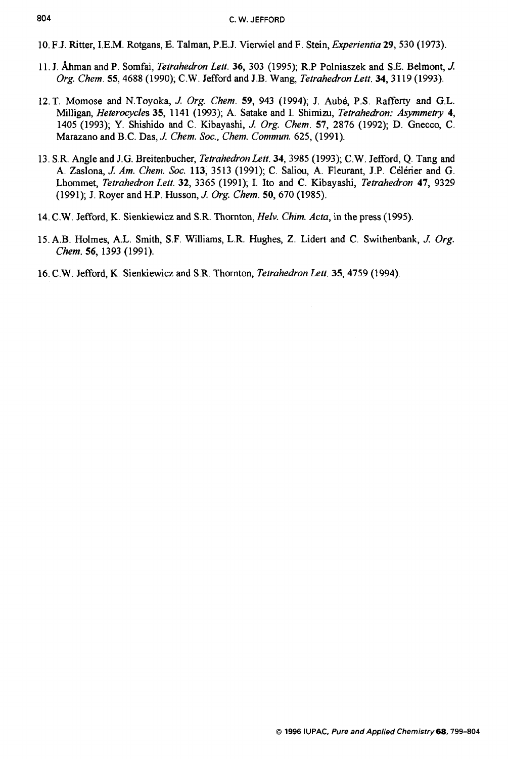10. F.J. Ritter, I.E.M. Rotgans, E. Talman, P.E.J. Vierwiel and F. Stein, *Experientia* **29**, 530 (1973).

11. J. Åhman and P. Somfai, *Tetrahedron Lett.* **36**, 303 (1995); R.P Polniaszek and S.E. Belmont, *J. Org. Chem.* **55**, 4688 (1990); C.W. Jefford and J.B. Wang, *Tetrahedron Lett.* **34**, 3119 (1993).

12. T. Momose and N.Toyoka, *J. Org. Chem.* **59**, 943 (1994); J. Aubé, P.S. Rafferty and G.L. Milligan, *Heterocycles* **35**, 1141 (1993); A. Satake and I. Shimizu, *Tetrahedron: Asymmetry* **4**, 1405 (1993); Y. Shishido and C. Kibayashi, *J. Org. Chem.* **57**, 2876 (1992); D. Gnecco, C. Marazano and B.C. Das, *J. Chem. Soc., Chem. Commun.* 625, (1991).

13. S.R. Angle and J.G. Breitenbucher, *Tetrahedron Lett.* **34**, 3985 (1993); C.W. Jefford, Q. Tang and A. Zaslona, *J. Am. Chem. Soc.* **113**, 3513 (1991); C. Saliou, A. Fleurant, J.P. Célérier and G. Lhommet, *Tetrahedron Lett.* **32**, 3365 (1991); I. Ito and C. Kibayashi, *Tetrahedron* **47**, 9329 (1991); J. Royer and H.P. Husson, *J. Org. Chem.* **50**, 670 (1985).

14. C.W. Jefford, K. Sienkiewicz and S.R. Thornton, *Helv. Chim. Acta*, in the press (1995).

15. A.B. Holmes, A.L. Smith, S.F. Williams, L.R. Hughes, Z. Lidert and C. Swithenbank, *J. Org. Chem.* **56**, 1393 (1991).

16. C.W. Jefford, K. Sienkiewicz and S.R. Thornton, *Tetrahedron Lett.* **35**, 4759 (1994).